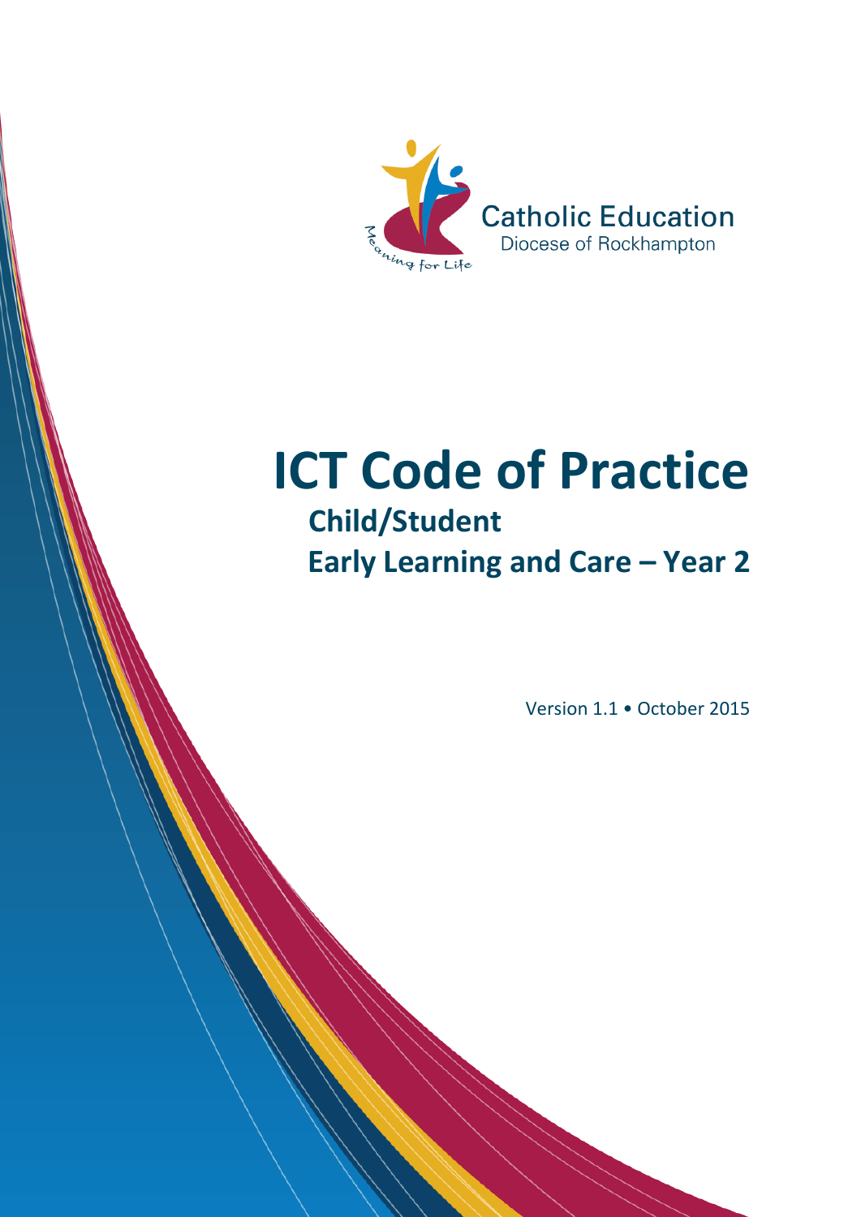Catholic Education
Diocese of Rockhampton

Meaning for Life

# ICT Code of Practice

## Child/Student

## Early Learning and Care – Year 2

Version 1.1 • October 2015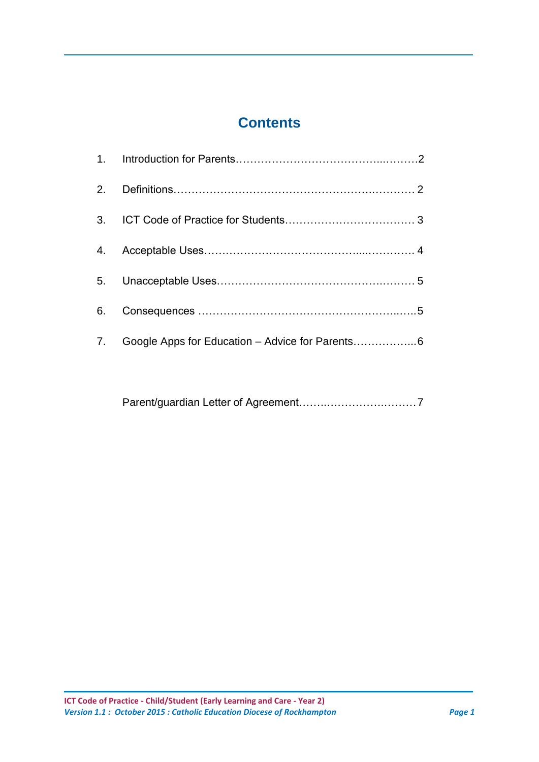# Contents

1. Introduction for Parents……………………………………..……….2
2. Definitions…………………………………….…………….………… 2
3. ICT Code of Practice for Students……………………………… 3
4. Acceptable Uses……….…………………………………...…………… 4
5. Unacceptable Uses…………………………………………….……… 5
6. Consequences ………………………………………………..…..5
7. Google Apps for Education – Advice for Parents……………..6

Parent/guardian Letter of Agreement…….…………….………7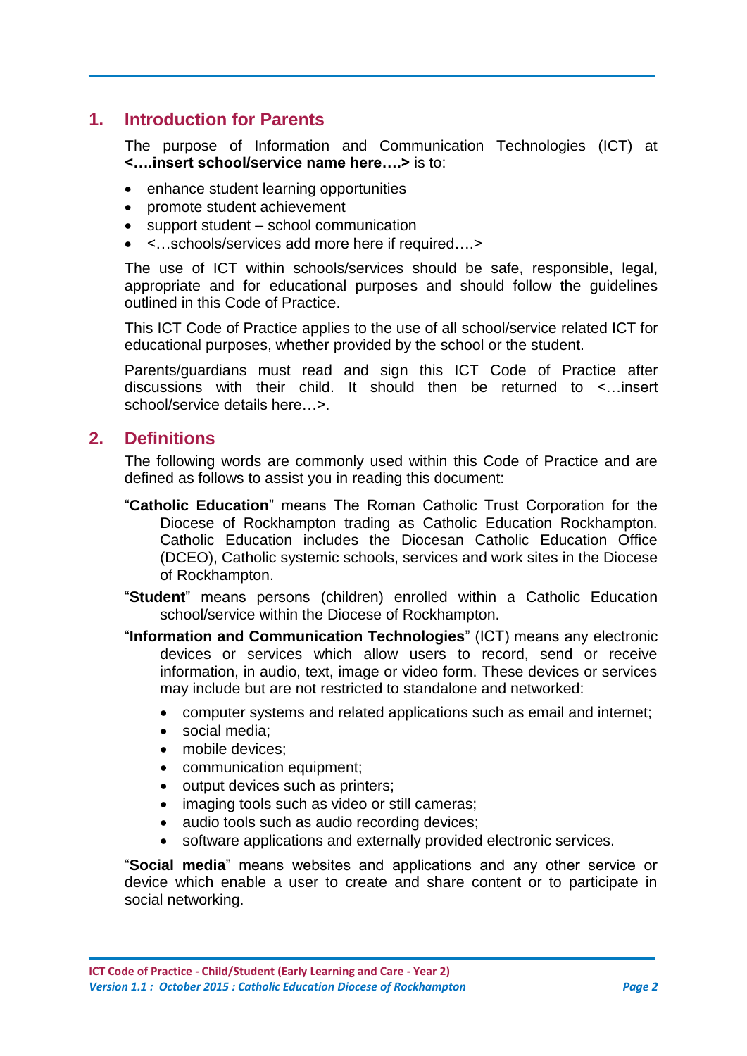## 1. Introduction for Parents

The purpose of Information and Communication Technologies (ICT) at **<….insert school/service name here….>** is to:

- enhance student learning opportunities
- promote student achievement
- support student – school communication
- <…schools/services add more here if required….>

The use of ICT within schools/services should be safe, responsible, legal, appropriate and for educational purposes and should follow the guidelines outlined in this Code of Practice.

This ICT Code of Practice applies to the use of all school/service related ICT for educational purposes, whether provided by the school or the student.

Parents/guardians must read and sign this ICT Code of Practice after discussions with their child. It should then be returned to <…insert school/service details here…>.

## 2. Definitions

The following words are commonly used within this Code of Practice and are defined as follows to assist you in reading this document:

"**Catholic Education**" means The Roman Catholic Trust Corporation for the Diocese of Rockhampton trading as Catholic Education Rockhampton. Catholic Education includes the Diocesan Catholic Education Office (DCEO), Catholic systemic schools, services and work sites in the Diocese of Rockhampton.

"**Student**" means persons (children) enrolled within a Catholic Education school/service within the Diocese of Rockhampton.

"**Information and Communication Technologies**" (ICT) means any electronic devices or services which allow users to record, send or receive information, in audio, text, image or video form. These devices or services may include but are not restricted to standalone and networked:

- computer systems and related applications such as email and internet;
- social media;
- mobile devices;
- communication equipment;
- output devices such as printers;
- imaging tools such as video or still cameras;
- audio tools such as audio recording devices;
- software applications and externally provided electronic services.

"**Social media**" means websites and applications and any other service or device which enable a user to create and share content or to participate in social networking.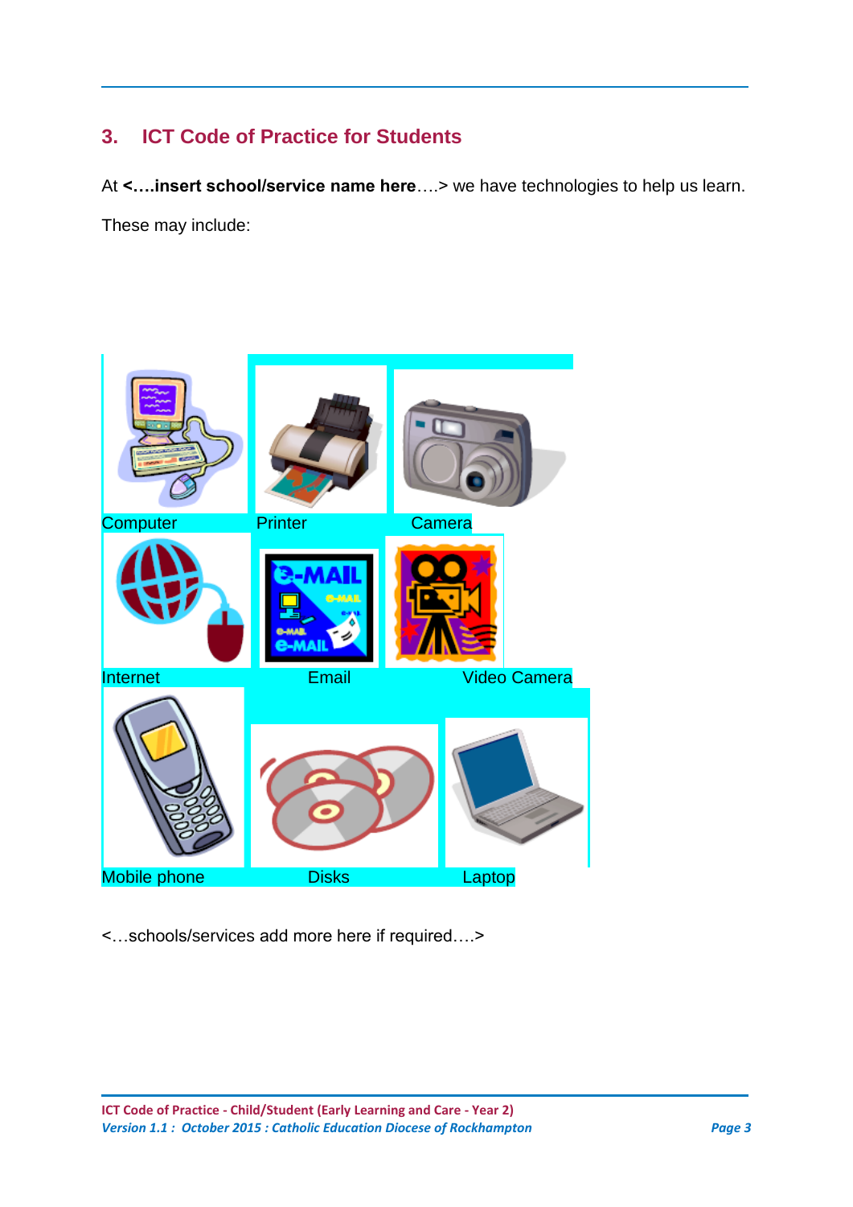## 3. ICT Code of Practice for Students

At **<….insert school/service name here**….> we have technologies to help us learn.

These may include:

| | | |
|---|---|---|
| Computer | Printer | Camera |
| Internet | Email | Video Camera |
| Mobile phone | Disks | Laptop |

<…schools/services add more here if required….>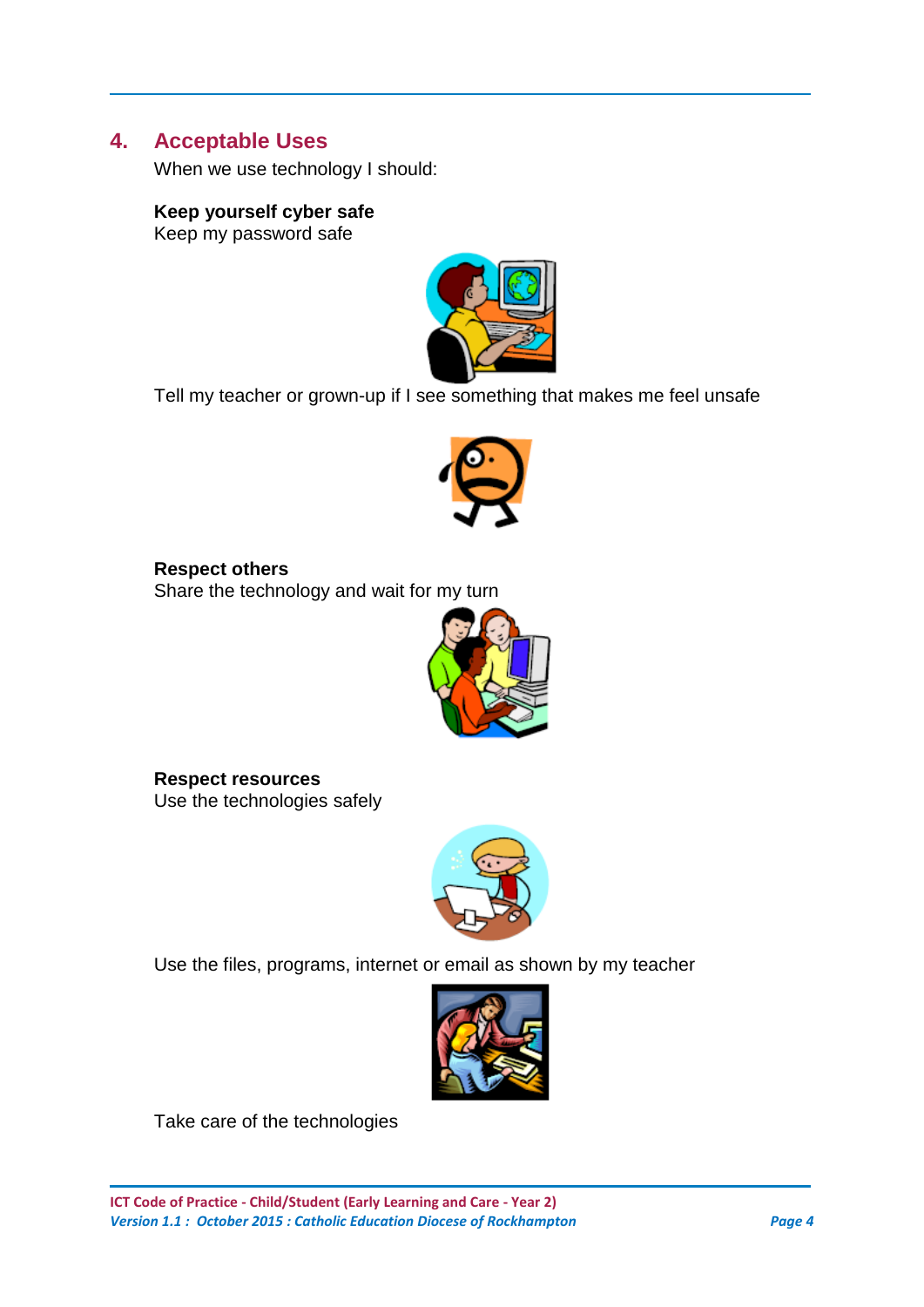## 4. Acceptable Uses

When we use technology I should:

**Keep yourself cyber safe**

Keep my password safe

Tell my teacher or grown-up if I see something that makes me feel unsafe

**Respect others**

Share the technology and wait for my turn

**Respect resources**

Use the technologies safely

Use the files, programs, internet or email as shown by my teacher

Take care of the technologies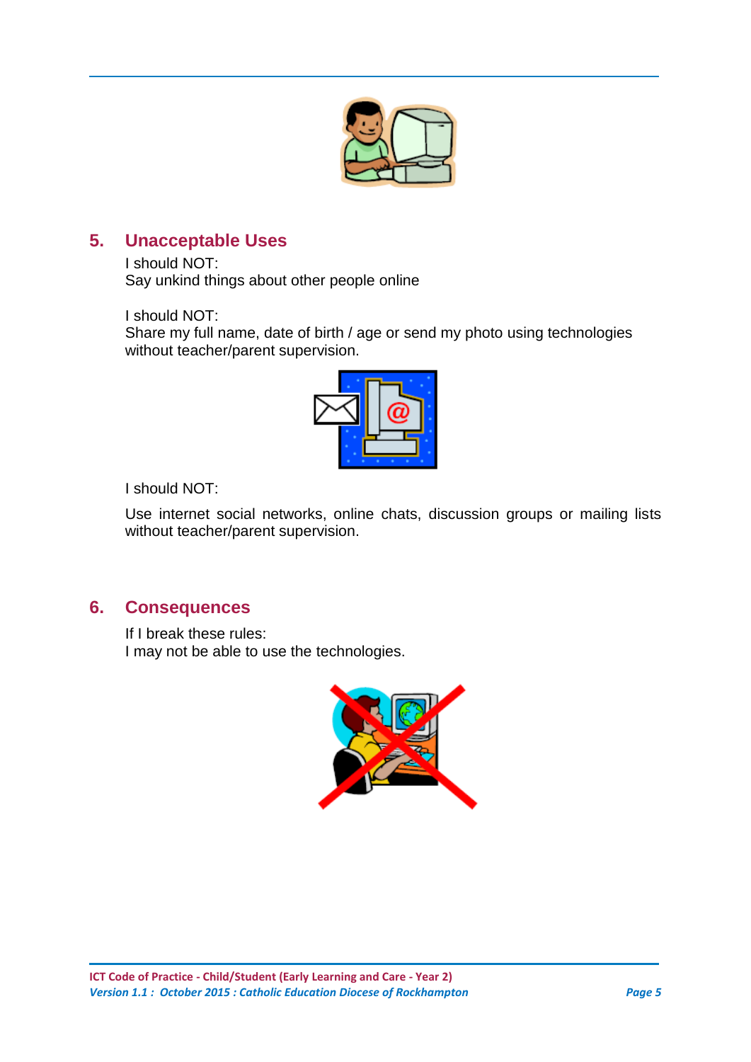## 5. Unacceptable Uses

I should NOT:
Say unkind things about other people online

I should NOT:
Share my full name, date of birth / age or send my photo using technologies without teacher/parent supervision.

I should NOT:

Use internet social networks, online chats, discussion groups or mailing lists without teacher/parent supervision.

## 6. Consequences

If I break these rules:
I may not be able to use the technologies.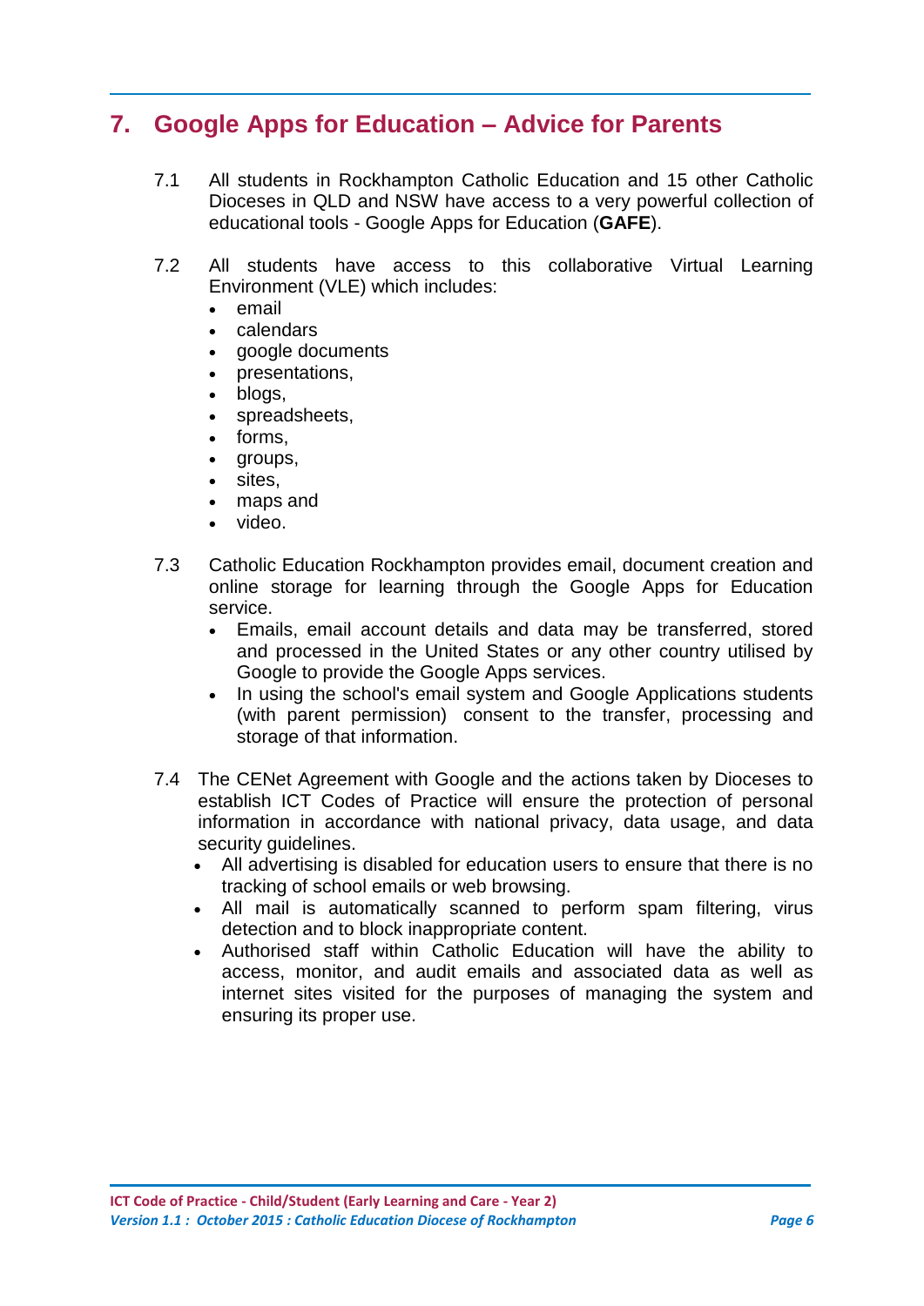# 7. Google Apps for Education – Advice for Parents

7.1 All students in Rockhampton Catholic Education and 15 other Catholic Dioceses in QLD and NSW have access to a very powerful collection of educational tools - Google Apps for Education (**GAFE**).

7.2 All students have access to this collaborative Virtual Learning Environment (VLE) which includes:

- email
- calendars
- google documents
- presentations,
- blogs,
- spreadsheets,
- forms,
- groups,
- sites,
- maps and
- video.

7.3 Catholic Education Rockhampton provides email, document creation and online storage for learning through the Google Apps for Education service.

- Emails, email account details and data may be transferred, stored and processed in the United States or any other country utilised by Google to provide the Google Apps services.
- In using the school's email system and Google Applications students (with parent permission) consent to the transfer, processing and storage of that information.

7.4 The CENet Agreement with Google and the actions taken by Dioceses to establish ICT Codes of Practice will ensure the protection of personal information in accordance with national privacy, data usage, and data security guidelines.

- All advertising is disabled for education users to ensure that there is no tracking of school emails or web browsing.
- All mail is automatically scanned to perform spam filtering, virus detection and to block inappropriate content.
- Authorised staff within Catholic Education will have the ability to access, monitor, and audit emails and associated data as well as internet sites visited for the purposes of managing the system and ensuring its proper use.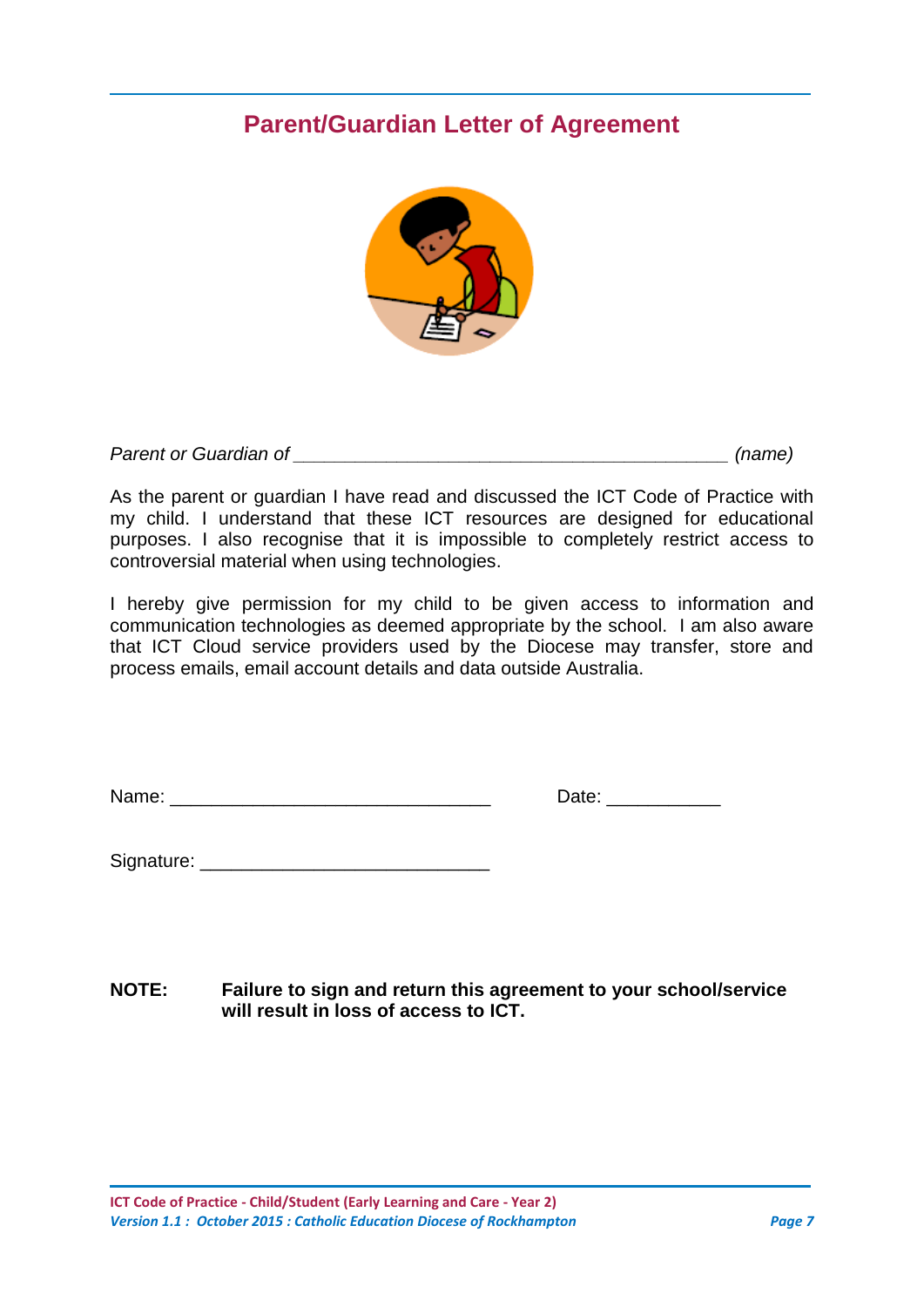# Parent/Guardian Letter of Agreement

*Parent or Guardian of* ___________________________________________ *(name)*

As the parent or guardian I have read and discussed the ICT Code of Practice with my child. I understand that these ICT resources are designed for educational purposes. I also recognise that it is impossible to completely restrict access to controversial material when using technologies.

I hereby give permission for my child to be given access to information and communication technologies as deemed appropriate by the school. I am also aware that ICT Cloud service providers used by the Diocese may transfer, store and process emails, email account details and data outside Australia.

Name: ________________________________ Date: ___________

Signature: ____________________________

**NOTE:** **Failure to sign and return this agreement to your school/service will result in loss of access to ICT.**